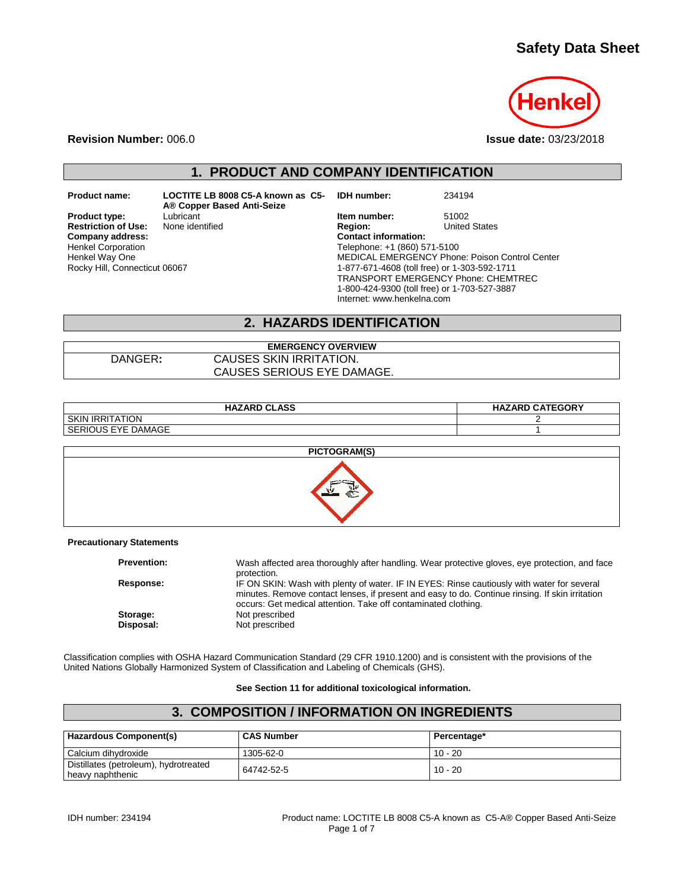# Safety Data Sheet

Henkel

**Revision Number:** 006.0

**Issue date:** 03/23/2018

## 1. PRODUCT AND COMPANY IDENTIFICATION

**Product name:** LOCTITE LB 8008 C5-A known as C5-A® Copper Based Anti-Seize

**Product type:** Lubricant

**Restriction of Use:** None identified

**Company address:**
Henkel Corporation
Henkel Way One
Rocky Hill, Connecticut 06067

**IDH number:** 234194

**Item number:** 51002

**Region:** United States

**Contact information:**
Telephone: +1 (860) 571-5100
MEDICAL EMERGENCY Phone: Poison Control Center
1-877-671-4608 (toll free) or 1-303-592-1711
TRANSPORT EMERGENCY Phone: CHEMTREC
1-800-424-9300 (toll free) or 1-703-527-3887
Internet: www.henkelna.com

## 2. HAZARDS IDENTIFICATION

| EMERGENCY OVERVIEW | |
|---|---|
| DANGER: | CAUSES SKIN IRRITATION. CAUSES SERIOUS EYE DAMAGE. |

| HAZARD CLASS | HAZARD CATEGORY |
|---|---|
| SKIN IRRITATION | 2 |
| SERIOUS EYE DAMAGE | 1 |

**PICTOGRAM(S)**

**Precautionary Statements**

**Prevention:** Wash affected area thoroughly after handling. Wear protective gloves, eye protection, and face protection.

**Response:** IF ON SKIN: Wash with plenty of water. IF IN EYES: Rinse cautiously with water for several minutes. Remove contact lenses, if present and easy to do. Continue rinsing. If skin irritation occurs: Get medical attention. Take off contaminated clothing.

**Storage:** Not prescribed

**Disposal:** Not prescribed

Classification complies with OSHA Hazard Communication Standard (29 CFR 1910.1200) and is consistent with the provisions of the United Nations Globally Harmonized System of Classification and Labeling of Chemicals (GHS).

**See Section 11 for additional toxicological information.**

## 3. COMPOSITION / INFORMATION ON INGREDIENTS

| Hazardous Component(s) | CAS Number | Percentage* |
|---|---|---|
| Calcium dihydroxide | 1305-62-0 | 10 - 20 |
| Distillates (petroleum), hydrotreated heavy naphthenic | 64742-52-5 | 10 - 20 |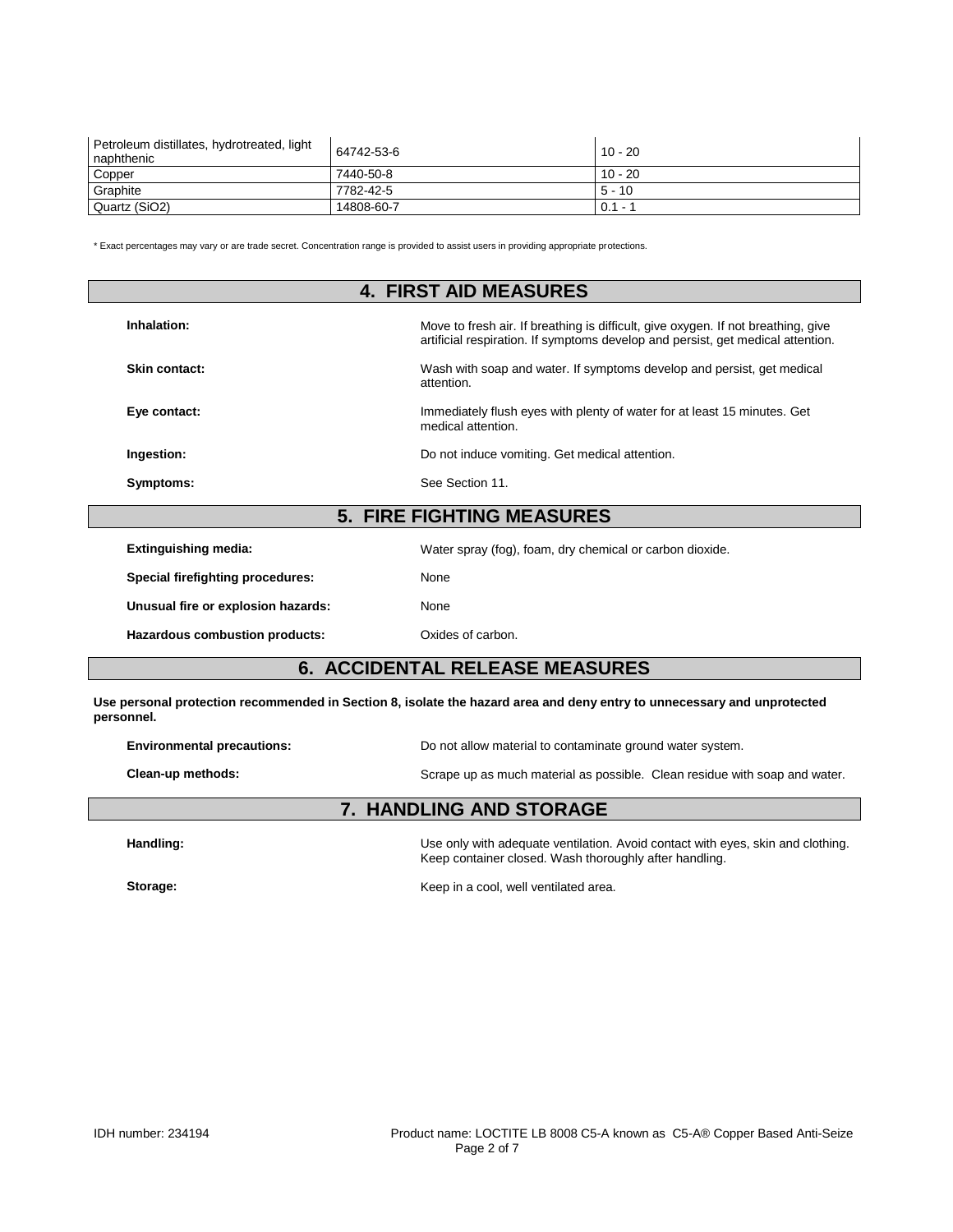| Petroleum distillates, hydrotreated, light naphthenic | 64742-53-6 | 10 - 20 |
|---|---|---|
| Copper | 7440-50-8 | 10 - 20 |
| Graphite | 7782-42-5 | 5 - 10 |
| Quartz ($SiO_2$) | 14808-60-7 | 0.1 - 1 |

* Exact percentages may vary or are trade secret. Concentration range is provided to assist users in providing appropriate protections.

## 4. FIRST AID MEASURES

**Inhalation:** Move to fresh air. If breathing is difficult, give oxygen. If not breathing, give artificial respiration. If symptoms develop and persist, get medical attention.

**Skin contact:** Wash with soap and water. If symptoms develop and persist, get medical attention.

**Eye contact:** Immediately flush eyes with plenty of water for at least 15 minutes. Get medical attention.

**Ingestion:** Do not induce vomiting. Get medical attention.

**Symptoms:** See Section 11.

## 5. FIRE FIGHTING MEASURES

**Extinguishing media:** Water spray (fog), foam, dry chemical or carbon dioxide.

**Special firefighting procedures:** None

**Unusual fire or explosion hazards:** None

**Hazardous combustion products:** Oxides of carbon.

## 6. ACCIDENTAL RELEASE MEASURES

**Use personal protection recommended in Section 8, isolate the hazard area and deny entry to unnecessary and unprotected personnel.**

**Environmental precautions:** Do not allow material to contaminate ground water system.

**Clean-up methods:** Scrape up as much material as possible. Clean residue with soap and water.

## 7. HANDLING AND STORAGE

**Handling:** Use only with adequate ventilation. Avoid contact with eyes, skin and clothing. Keep container closed. Wash thoroughly after handling.

**Storage:** Keep in a cool, well ventilated area.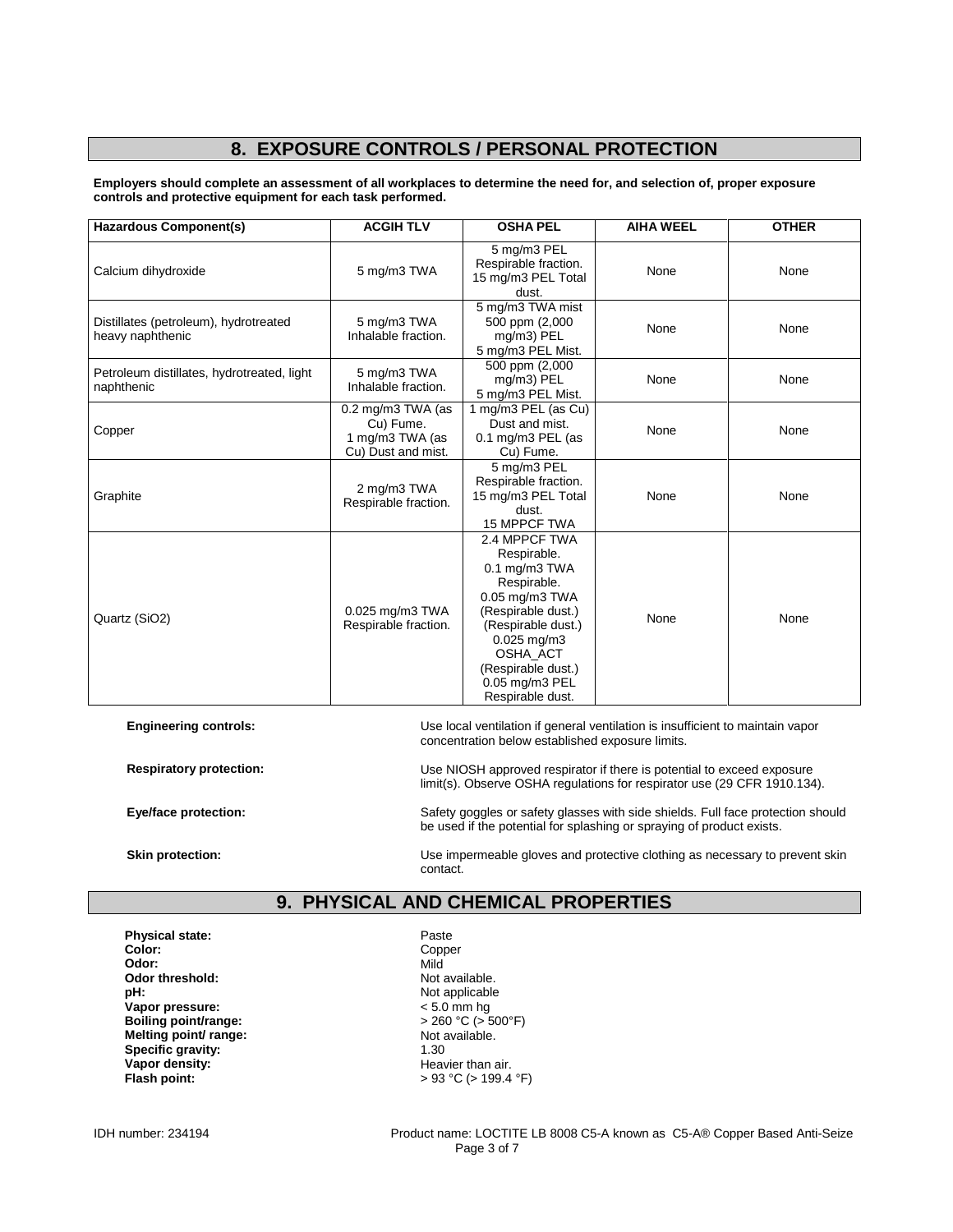## 8. EXPOSURE CONTROLS / PERSONAL PROTECTION

**Employers should complete an assessment of all workplaces to determine the need for, and selection of, proper exposure controls and protective equipment for each task performed.**

| Hazardous Component(s) | ACGIH TLV | OSHA PEL | AIHA WEEL | OTHER |
|---|---|---|---|---|
| Calcium dihydroxide | 5 mg/m3 TWA | 5 mg/m3 PEL Respirable fraction. 15 mg/m3 PEL Total dust. | None | None |
| Distillates (petroleum), hydrotreated heavy naphthenic | 5 mg/m3 TWA Inhalable fraction. | 5 mg/m3 TWA mist 500 ppm (2,000 mg/m3) PEL 5 mg/m3 PEL Mist. | None | None |
| Petroleum distillates, hydrotreated, light naphthenic | 5 mg/m3 TWA Inhalable fraction. | 500 ppm (2,000 mg/m3) PEL 5 mg/m3 PEL Mist. | None | None |
| Copper | 0.2 mg/m3 TWA (as Cu) Fume. 1 mg/m3 TWA (as Cu) Dust and mist. | 1 mg/m3 PEL (as Cu) Dust and mist. 0.1 mg/m3 PEL (as Cu) Fume. | None | None |
| Graphite | 2 mg/m3 TWA Respirable fraction. | 5 mg/m3 PEL Respirable fraction. 15 mg/m3 PEL Total dust. 15 MPPCF TWA | None | None |
| Quartz ($SiO_2$) | 0.025 mg/m3 TWA Respirable fraction. | 2.4 MPPCF TWA Respirable. 0.1 mg/m3 TWA Respirable. 0.05 mg/m3 TWA (Respirable dust.) (Respirable dust.) 0.025 mg/m3 OSHA_ACT (Respirable dust.) 0.05 mg/m3 PEL Respirable dust. | None | None |

**Engineering controls:** Use local ventilation if general ventilation is insufficient to maintain vapor concentration below established exposure limits.

**Respiratory protection:** Use NIOSH approved respirator if there is potential to exceed exposure limit(s). Observe OSHA regulations for respirator use (29 CFR 1910.134).

**Eye/face protection:** Safety goggles or safety glasses with side shields. Full face protection should be used if the potential for splashing or spraying of product exists.

**Skin protection:** Use impermeable gloves and protective clothing as necessary to prevent skin contact.

## 9. PHYSICAL AND CHEMICAL PROPERTIES

**Physical state:** Paste
**Color:** Copper
**Odor:** Mild
**Odor threshold:** Not available.
**pH:** Not applicable
**Vapor pressure:** < 5.0 mm hg
**Boiling point/range:** > 260 °C (> 500°F)
**Melting point/ range:** Not available.
**Specific gravity:** 1.30
**Vapor density:** Heavier than air.
**Flash point:** > 93 °C (> 199.4 °F)

IDH number: 234194 Product name: LOCTITE LB 8008 C5-A known as C5-A® Copper Based Anti-Seize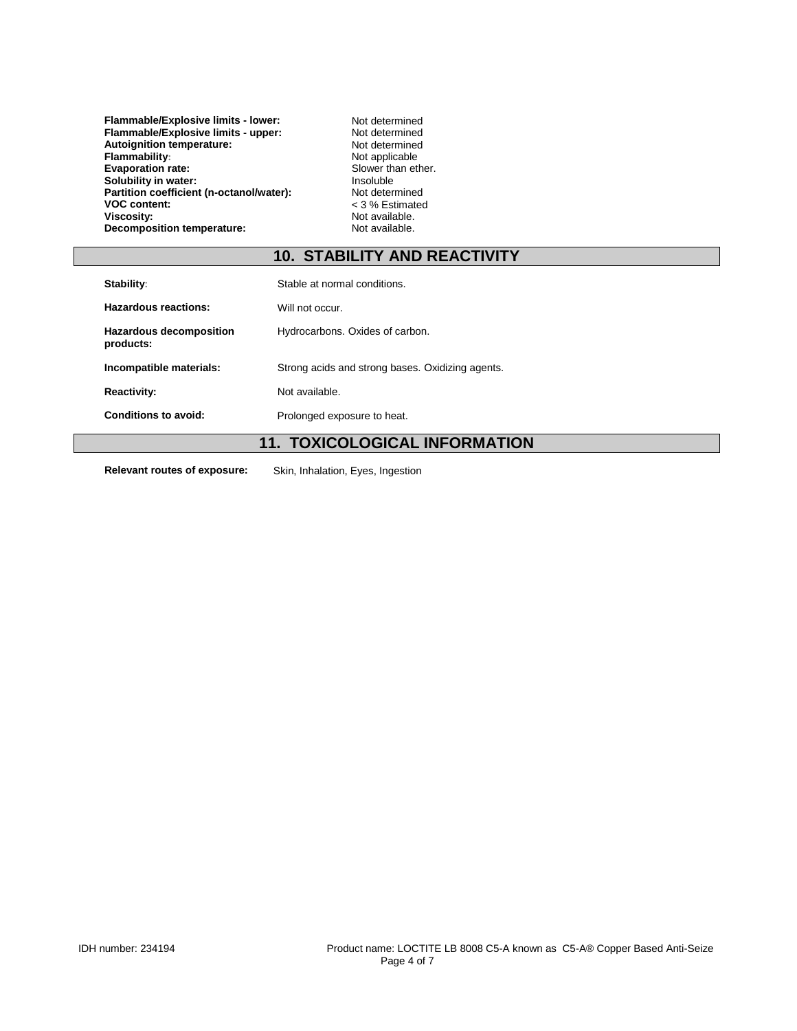| | |
|---|---|
| **Flammable/Explosive limits - lower:** | Not determined |
| **Flammable/Explosive limits - upper:** | Not determined |
| **Autoignition temperature:** | Not determined |
| **Flammability:** | Not applicable |
| **Evaporation rate:** | Slower than ether. |
| **Solubility in water:** | Insoluble |
| **Partition coefficient (n-octanol/water):** | Not determined |
| **VOC content:** | < 3 % Estimated |
| **Viscosity:** | Not available. |
| **Decomposition temperature:** | Not available. |

## 10. STABILITY AND REACTIVITY

| | |
|---|---|
| **Stability:** | Stable at normal conditions. |
| **Hazardous reactions:** | Will not occur. |
| **Hazardous decomposition products:** | Hydrocarbons. Oxides of carbon. |
| **Incompatible materials:** | Strong acids and strong bases. Oxidizing agents. |
| **Reactivity:** | Not available. |
| **Conditions to avoid:** | Prolonged exposure to heat. |

## 11. TOXICOLOGICAL INFORMATION

**Relevant routes of exposure:** Skin, Inhalation, Eyes, Ingestion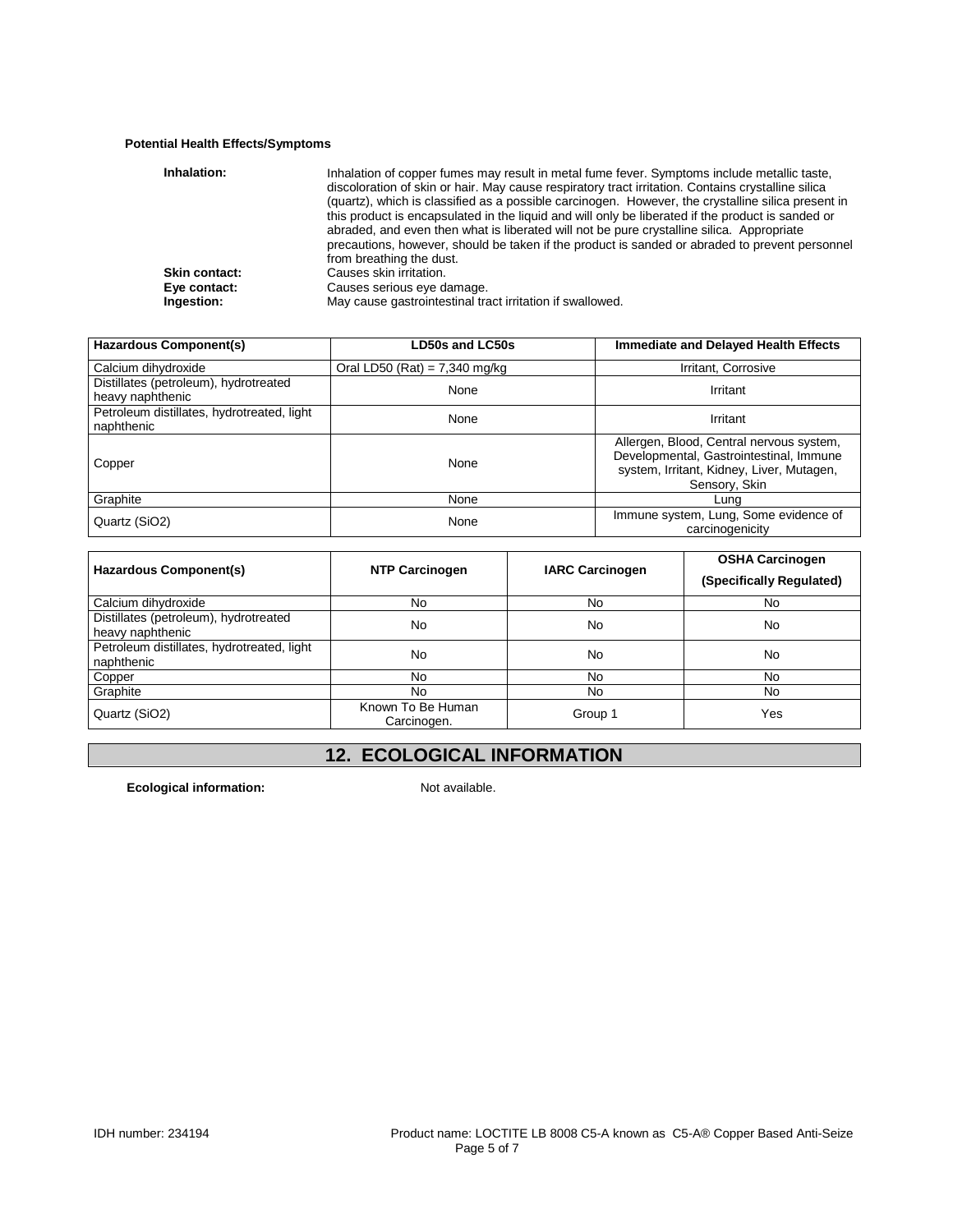**Potential Health Effects/Symptoms**

**Inhalation:** Inhalation of copper fumes may result in metal fume fever. Symptoms include metallic taste, discoloration of skin or hair. May cause respiratory tract irritation. Contains crystalline silica (quartz), which is classified as a possible carcinogen. However, the crystalline silica present in this product is encapsulated in the liquid and will only be liberated if the product is sanded or abraded, and even then what is liberated will not be pure crystalline silica. Appropriate precautions, however, should be taken if the product is sanded or abraded to prevent personnel from breathing the dust.

**Skin contact:** Causes skin irritation.

**Eye contact:** Causes serious eye damage.

**Ingestion:** May cause gastrointestinal tract irritation if swallowed.

| Hazardous Component(s) | LD50s and LC50s | Immediate and Delayed Health Effects |
| --- | --- | --- |
| Calcium dihydroxide | Oral LD50 (Rat) = 7,340 mg/kg | Irritant, Corrosive |
| Distillates (petroleum), hydrotreated heavy naphthenic | None | Irritant |
| Petroleum distillates, hydrotreated, light naphthenic | None | Irritant |
| Copper | None | Allergen, Blood, Central nervous system, Developmental, Gastrointestinal, Immune system, Irritant, Kidney, Liver, Mutagen, Sensory, Skin |
| Graphite | None | Lung |
| Quartz (SiO2) | None | Immune system, Lung, Some evidence of carcinogenicity |

| Hazardous Component(s) | NTP Carcinogen | IARC Carcinogen | OSHA Carcinogen (Specifically Regulated) |
| --- | --- | --- | --- |
| Calcium dihydroxide | No | No | No |
| Distillates (petroleum), hydrotreated heavy naphthenic | No | No | No |
| Petroleum distillates, hydrotreated, light naphthenic | No | No | No |
| Copper | No | No | No |
| Graphite | No | No | No |
| Quartz (SiO2) | Known To Be Human Carcinogen. | Group 1 | Yes |

## 12. ECOLOGICAL INFORMATION

**Ecological information:** Not available.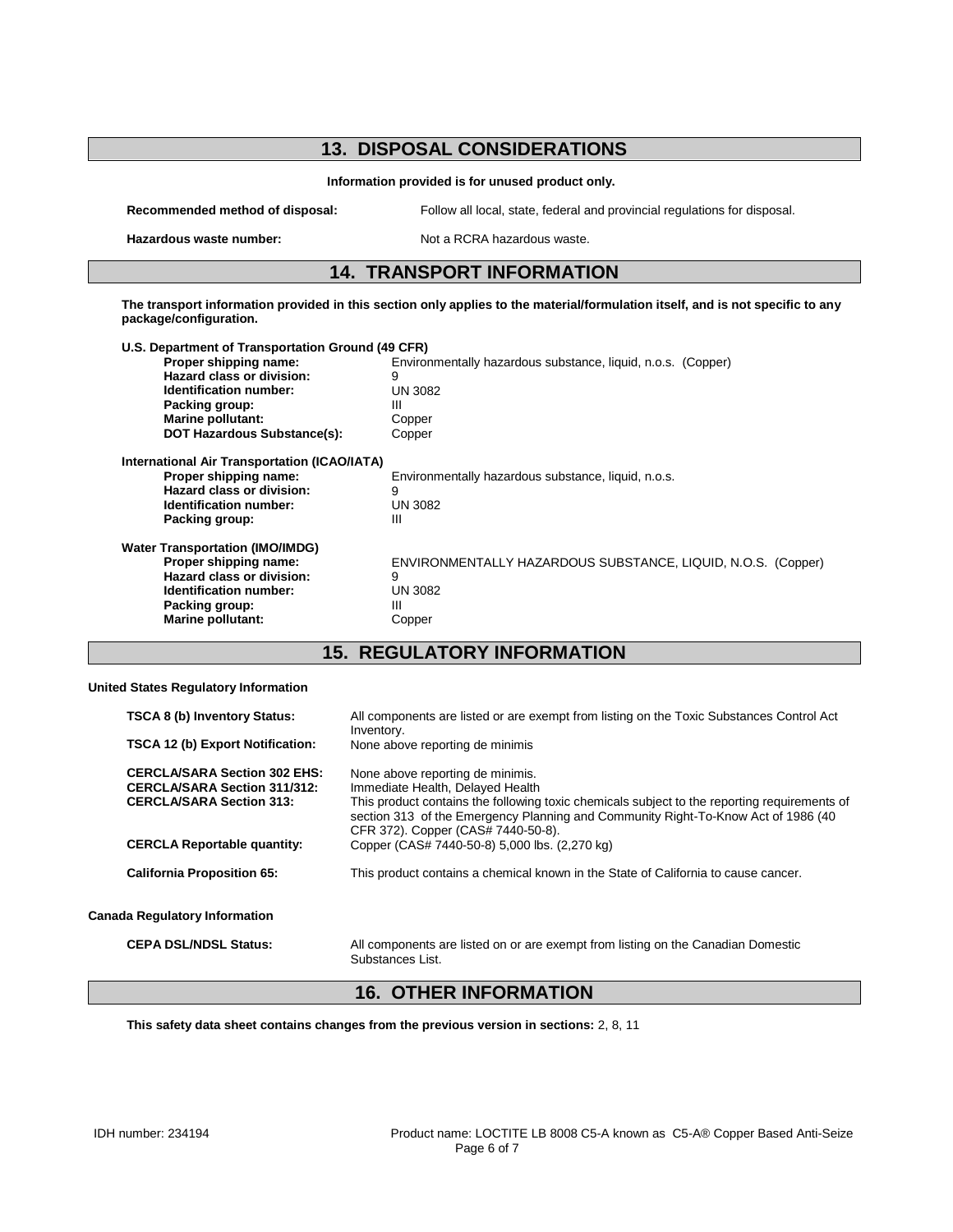## 13. DISPOSAL CONSIDERATIONS

**Information provided is for unused product only.**

**Recommended method of disposal:** Follow all local, state, federal and provincial regulations for disposal.

**Hazardous waste number:** Not a RCRA hazardous waste.

## 14. TRANSPORT INFORMATION

**The transport information provided in this section only applies to the material/formulation itself, and is not specific to any package/configuration.**

**U.S. Department of Transportation Ground (49 CFR)**

| | |
|---|---|
| **Proper shipping name:** | Environmentally hazardous substance, liquid, n.o.s. (Copper) |
| **Hazard class or division:** | 9 |
| **Identification number:** | UN 3082 |
| **Packing group:** | III |
| **Marine pollutant:** | Copper |
| **DOT Hazardous Substance(s):** | Copper |

**International Air Transportation (ICAO/IATA)**

| | |
|---|---|
| **Proper shipping name:** | Environmentally hazardous substance, liquid, n.o.s. |
| **Hazard class or division:** | 9 |
| **Identification number:** | UN 3082 |
| **Packing group:** | III |

**Water Transportation (IMO/IMDG)**

| | |
|---|---|
| **Proper shipping name:** | ENVIRONMENTALLY HAZARDOUS SUBSTANCE, LIQUID, N.O.S. (Copper) |
| **Hazard class or division:** | 9 |
| **Identification number:** | UN 3082 |
| **Packing group:** | III |
| **Marine pollutant:** | Copper |

## 15. REGULATORY INFORMATION

**United States Regulatory Information**

| | |
|---|---|
| **TSCA 8 (b) Inventory Status:** | All components are listed or are exempt from listing on the Toxic Substances Control Act Inventory. |
| **TSCA 12 (b) Export Notification:** | None above reporting de minimis |
| **CERCLA/SARA Section 302 EHS:** | None above reporting de minimis. |
| **CERCLA/SARA Section 311/312:** | Immediate Health, Delayed Health |
| **CERCLA/SARA Section 313:** | This product contains the following toxic chemicals subject to the reporting requirements of section 313 of the Emergency Planning and Community Right-To-Know Act of 1986 (40 CFR 372). Copper (CAS# 7440-50-8). |
| **CERCLA Reportable quantity:** | Copper (CAS# 7440-50-8) 5,000 lbs. (2,270 kg) |
| **California Proposition 65:** | This product contains a chemical known in the State of California to cause cancer. |

**Canada Regulatory Information**

| | |
|---|---|
| **CEPA DSL/NDSL Status:** | All components are listed on or are exempt from listing on the Canadian Domestic Substances List. |

## 16. OTHER INFORMATION

**This safety data sheet contains changes from the previous version in sections:** 2, 8, 11

IDH number: 234194    Product name: LOCTITE LB 8008 C5-A known as C5-A® Copper Based Anti-Seize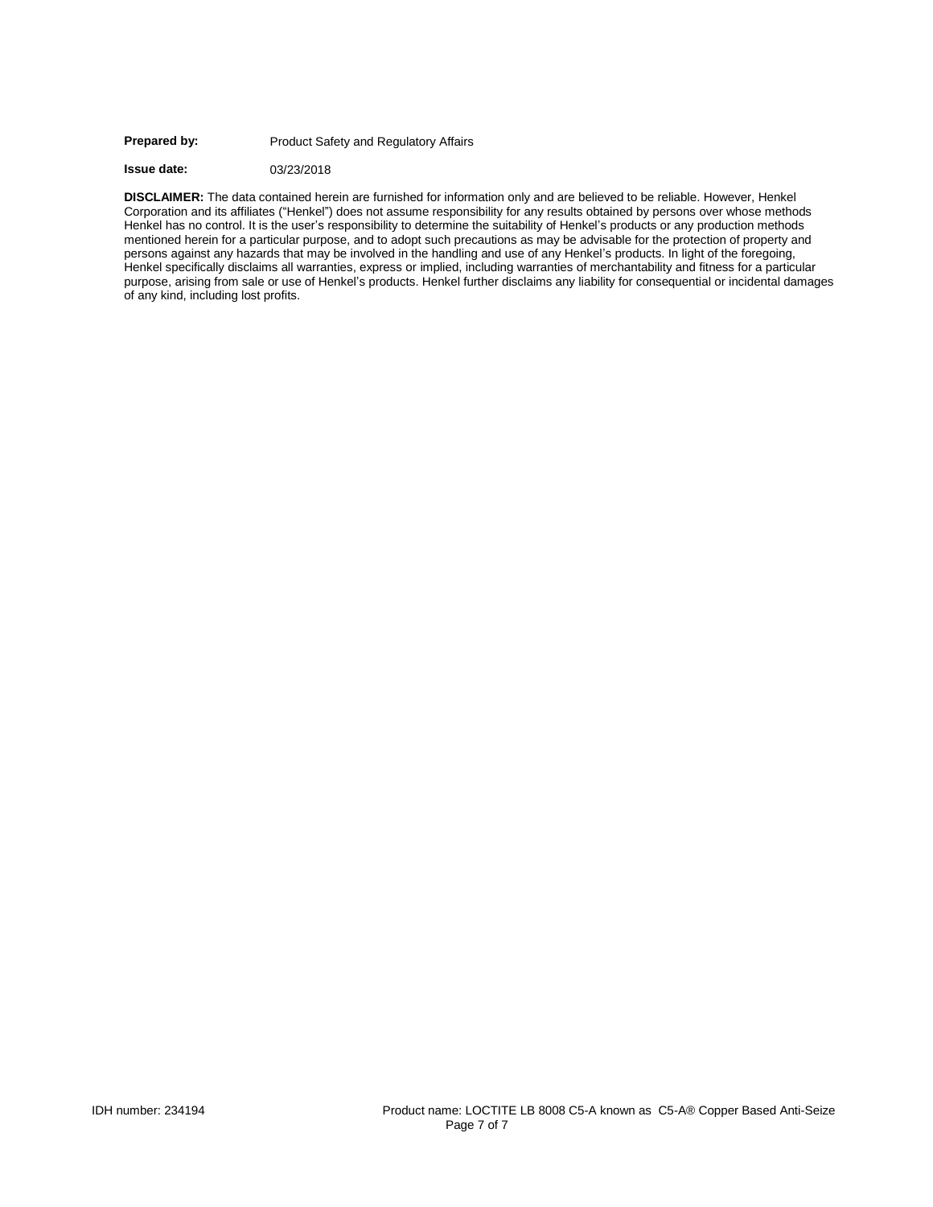**Prepared by:** Product Safety and Regulatory Affairs

**Issue date:** 03/23/2018

**DISCLAIMER:** The data contained herein are furnished for information only and are believed to be reliable. However, Henkel Corporation and its affiliates ("Henkel") does not assume responsibility for any results obtained by persons over whose methods Henkel has no control. It is the user's responsibility to determine the suitability of Henkel's products or any production methods mentioned herein for a particular purpose, and to adopt such precautions as may be advisable for the protection of property and persons against any hazards that may be involved in the handling and use of any Henkel's products. In light of the foregoing, Henkel specifically disclaims all warranties, express or implied, including warranties of merchantability and fitness for a particular purpose, arising from sale or use of Henkel's products. Henkel further disclaims any liability for consequential or incidental damages of any kind, including lost profits.